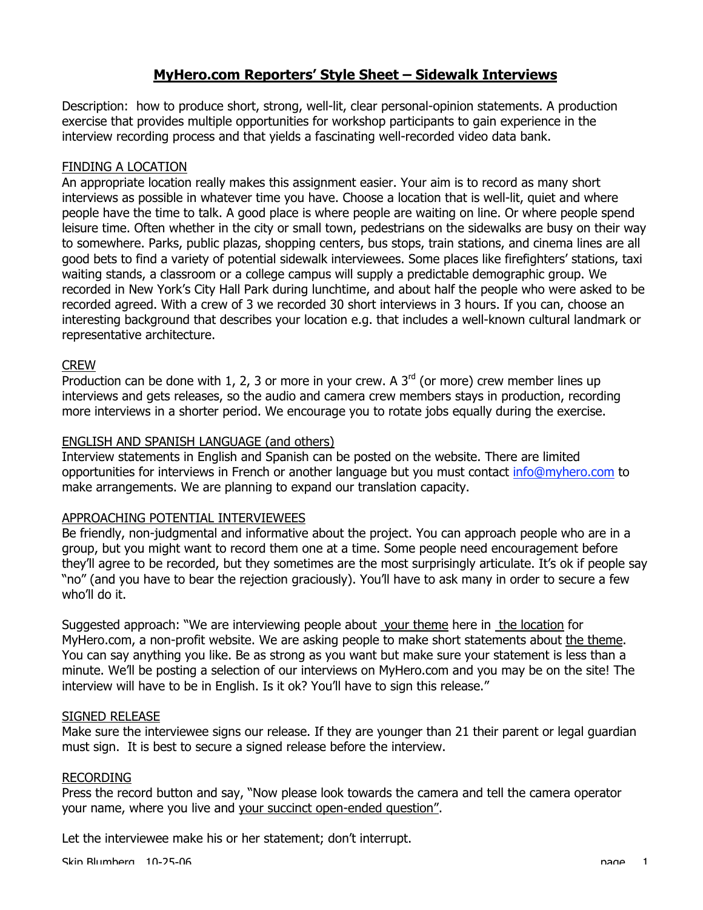# MyHero.com Reporters' Style Sheet – Sidewalk Interviews

Description: how to produce short, strong, well-lit, clear personal-opinion statements. A production exercise that provides multiple opportunities for workshop participants to gain experience in the interview recording process and that yields a fascinating well-recorded video data bank.

## FINDING A LOCATION

An appropriate location really makes this assignment easier. Your aim is to record as many short interviews as possible in whatever time you have. Choose a location that is well-lit, quiet and where people have the time to talk. A good place is where people are waiting on line. Or where people spend leisure time. Often whether in the city or small town, pedestrians on the sidewalks are busy on their way to somewhere. Parks, public plazas, shopping centers, bus stops, train stations, and cinema lines are all good bets to find a variety of potential sidewalk interviewees. Some places like firefighters' stations, taxi waiting stands, a classroom or a college campus will supply a predictable demographic group. We recorded in New York's City Hall Park during lunchtime, and about half the people who were asked to be recorded agreed. With a crew of 3 we recorded 30 short interviews in 3 hours. If you can, choose an interesting background that describes your location e.g. that includes a well-known cultural landmark or representative architecture.

## CREW

Production can be done with 1, 2, 3 or more in your crew. A 3rd (or more) crew member lines up interviews and gets releases, so the audio and camera crew members stays in production, recording more interviews in a shorter period. We encourage you to rotate jobs equally during the exercise.

## ENGLISH AND SPANISH LANGUAGE (and others)

Interview statements in English and Spanish can be posted on the website. There are limited opportunities for interviews in French or another language but you must contact info@myhero.com to make arrangements. We are planning to expand our translation capacity.

## APPROACHING POTENTIAL INTERVIEWEES

Be friendly, non-judgmental and informative about the project. You can approach people who are in a group, but you might want to record them one at a time. Some people need encouragement before they'll agree to be recorded, but they sometimes are the most surprisingly articulate. It's ok if people say "no" (and you have to bear the rejection graciously). You'll have to ask many in order to secure a few who'll do it.

Suggested approach: "We are interviewing people about your theme here in the location for MyHero.com, a non-profit website. We are asking people to make short statements about the theme. You can say anything you like. Be as strong as you want but make sure your statement is less than a minute. We'll be posting a selection of our interviews on MyHero.com and you may be on the site! The interview will have to be in English. Is it ok? You'll have to sign this release."

## SIGNED RELEASE

Make sure the interviewee signs our release. If they are younger than 21 their parent or legal guardian must sign. It is best to secure a signed release before the interview.

## RECORDING

Press the record button and say, "Now please look towards the camera and tell the camera operator your name, where you live and your succinct open-ended question".

Let the interviewee make his or her statement; don't interrupt.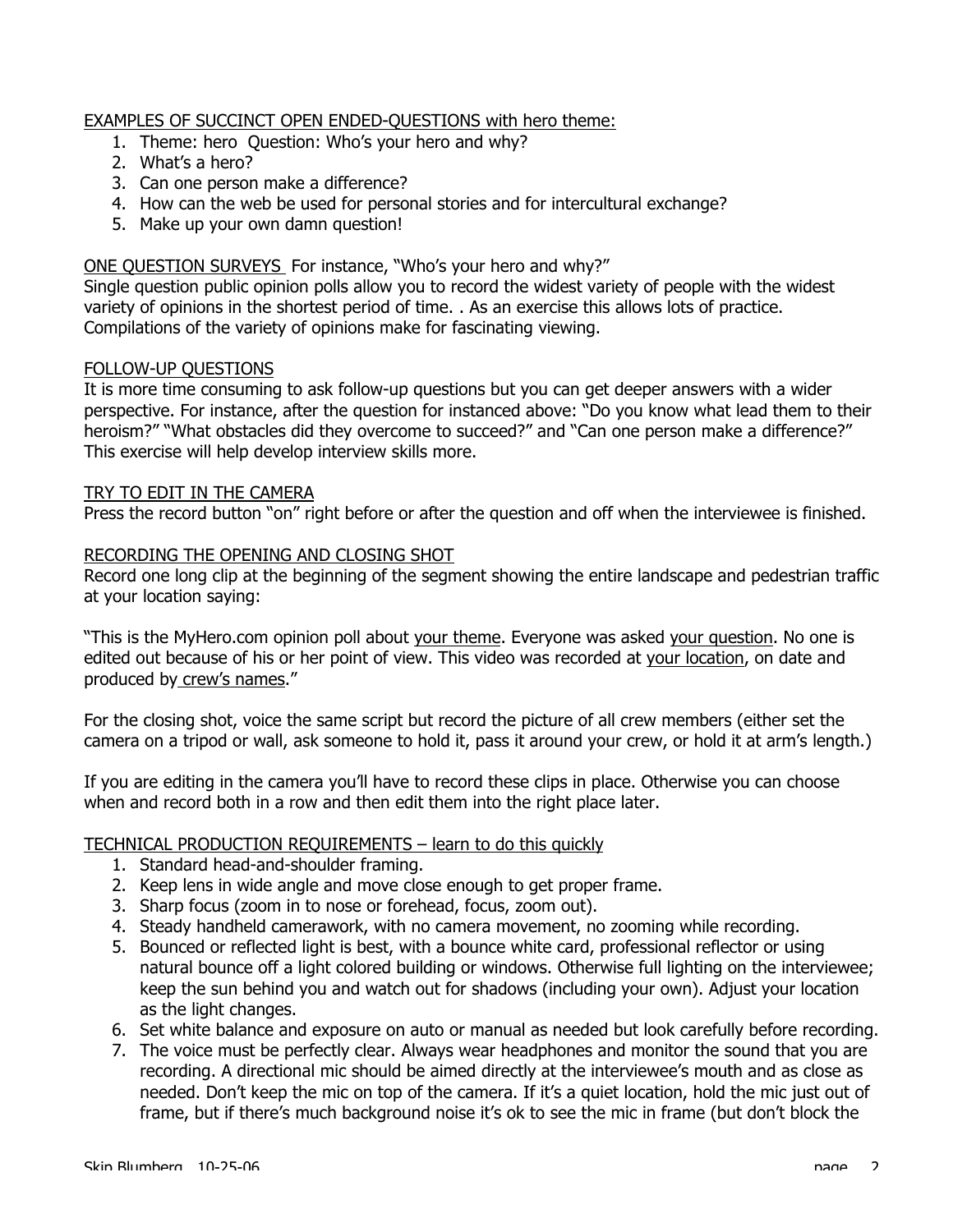EXAMPLES OF SUCCINCT OPEN ENDED-QUESTIONS with hero theme:

1. Theme: hero  Question: Who's your hero and why?
2. What's a hero?
3. Can one person make a difference?
4. How can the web be used for personal stories and for intercultural exchange?
5. Make up your own damn question!

ONE QUESTION SURVEYS  For instance, "Who's your hero and why?"
Single question public opinion polls allow you to record the widest variety of people with the widest variety of opinions in the shortest period of time. . As an exercise this allows lots of practice. Compilations of the variety of opinions make for fascinating viewing.

FOLLOW-UP QUESTIONS
It is more time consuming to ask follow-up questions but you can get deeper answers with a wider perspective. For instance, after the question for instanced above: "Do you know what lead them to their heroism?" "What obstacles did they overcome to succeed?" and "Can one person make a difference?" This exercise will help develop interview skills more.

TRY TO EDIT IN THE CAMERA
Press the record button "on" right before or after the question and off when the interviewee is finished.

RECORDING THE OPENING AND CLOSING SHOT
Record one long clip at the beginning of the segment showing the entire landscape and pedestrian traffic at your location saying:

"This is the MyHero.com opinion poll about your theme. Everyone was asked your question. No one is edited out because of his or her point of view. This video was recorded at your location, on date and produced by crew's names."

For the closing shot, voice the same script but record the picture of all crew members (either set the camera on a tripod or wall, ask someone to hold it, pass it around your crew, or hold it at arm's length.)

If you are editing in the camera you'll have to record these clips in place. Otherwise you can choose when and record both in a row and then edit them into the right place later.

TECHNICAL PRODUCTION REQUIREMENTS – learn to do this quickly

1. Standard head-and-shoulder framing.
2. Keep lens in wide angle and move close enough to get proper frame.
3. Sharp focus (zoom in to nose or forehead, focus, zoom out).
4. Steady handheld camerawork, with no camera movement, no zooming while recording.
5. Bounced or reflected light is best, with a bounce white card, professional reflector or using natural bounce off a light colored building or windows. Otherwise full lighting on the interviewee; keep the sun behind you and watch out for shadows (including your own). Adjust your location as the light changes.
6. Set white balance and exposure on auto or manual as needed but look carefully before recording.
7. The voice must be perfectly clear. Always wear headphones and monitor the sound that you are recording. A directional mic should be aimed directly at the interviewee's mouth and as close as needed. Don't keep the mic on top of the camera. If it's a quiet location, hold the mic just out of frame, but if there's much background noise it's ok to see the mic in frame (but don't block the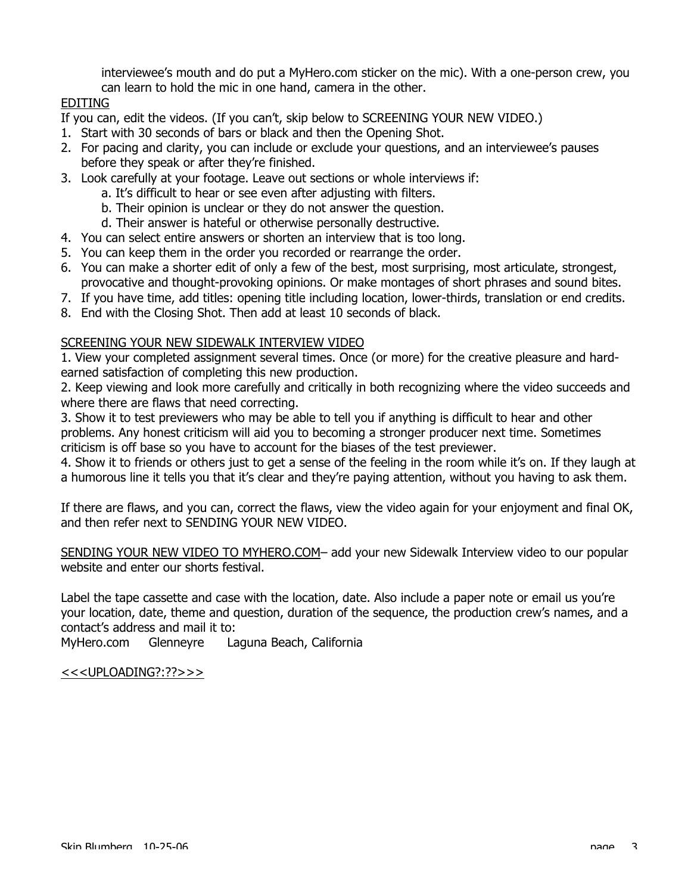interviewee's mouth and do put a MyHero.com sticker on the mic). With a one-person crew, you can learn to hold the mic in one hand, camera in the other.

EDITING

If you can, edit the videos. (If you can't, skip below to SCREENING YOUR NEW VIDEO.)

1. Start with 30 seconds of bars or black and then the Opening Shot.
2. For pacing and clarity, you can include or exclude your questions, and an interviewee's pauses before they speak or after they're finished.
3. Look carefully at your footage. Leave out sections or whole interviews if:
   a. It's difficult to hear or see even after adjusting with filters.
   b. Their opinion is unclear or they do not answer the question.
   d. Their answer is hateful or otherwise personally destructive.
4. You can select entire answers or shorten an interview that is too long.
5. You can keep them in the order you recorded or rearrange the order.
6. You can make a shorter edit of only a few of the best, most surprising, most articulate, strongest, provocative and thought-provoking opinions. Or make montages of short phrases and sound bites.
7. If you have time, add titles: opening title including location, lower-thirds, translation or end credits.
8. End with the Closing Shot. Then add at least 10 seconds of black.

SCREENING YOUR NEW SIDEWALK INTERVIEW VIDEO

1. View your completed assignment several times. Once (or more) for the creative pleasure and hard-earned satisfaction of completing this new production.

2. Keep viewing and look more carefully and critically in both recognizing where the video succeeds and where there are flaws that need correcting.

3. Show it to test previewers who may be able to tell you if anything is difficult to hear and other problems. Any honest criticism will aid you to becoming a stronger producer next time. Sometimes criticism is off base so you have to account for the biases of the test previewer.

4. Show it to friends or others just to get a sense of the feeling in the room while it's on. If they laugh at a humorous line it tells you that it's clear and they're paying attention, without you having to ask them.

If there are flaws, and you can, correct the flaws, view the video again for your enjoyment and final OK, and then refer next to SENDING YOUR NEW VIDEO.

SENDING YOUR NEW VIDEO TO MYHERO.COM– add your new Sidewalk Interview video to our popular website and enter our shorts festival.

Label the tape cassette and case with the location, date. Also include a paper note or email us you're your location, date, theme and question, duration of the sequence, the production crew's names, and a contact's address and mail it to:

MyHero.com   Glenneyre   Laguna Beach, California

<<<UPLOADING?:??>>>